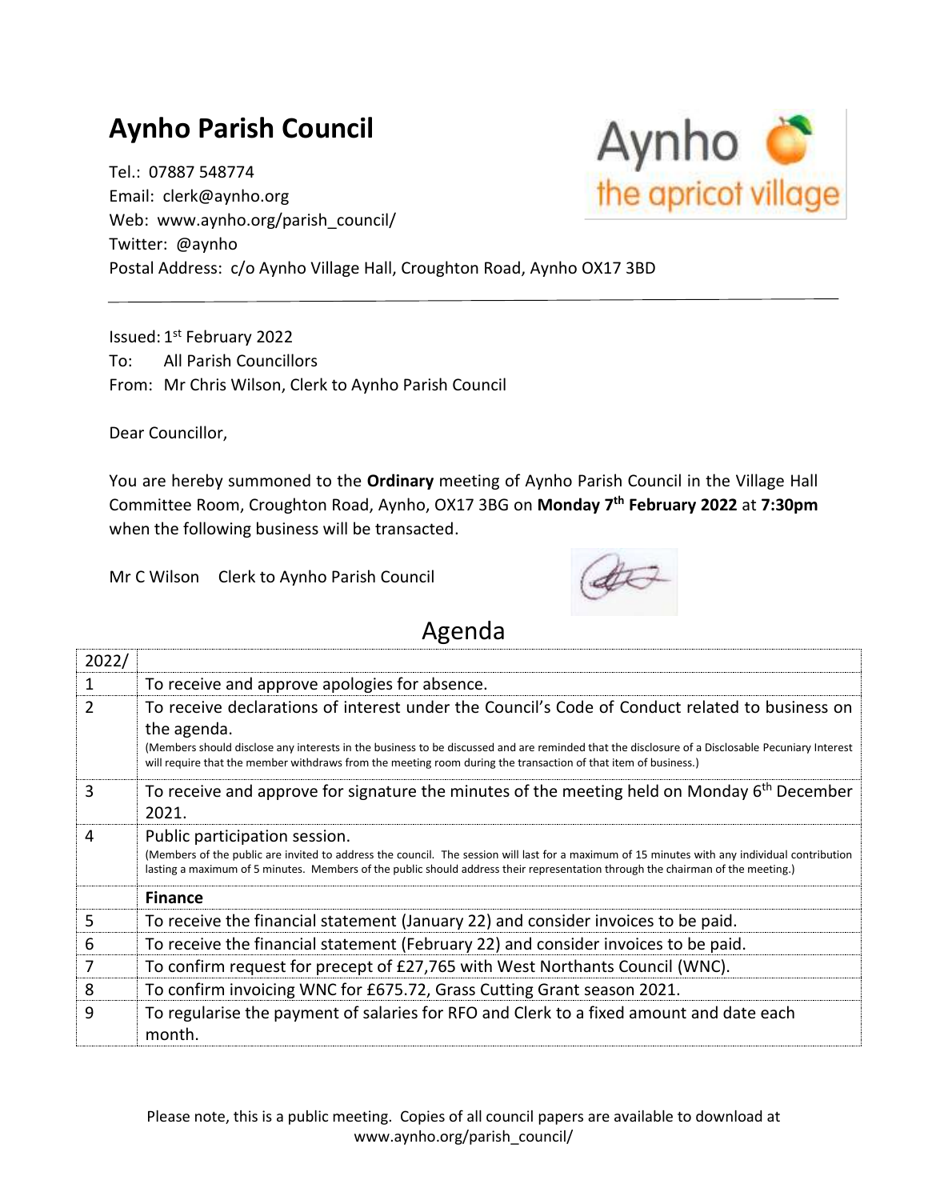# Aynho Parish Council

Tel.: 07887 548774
Email: clerk@aynho.org
Web: www.aynho.org/parish_council/
Twitter: @aynho
Postal Address: c/o Aynho Village Hall, Croughton Road, Aynho OX17 3BD

Aynho the apricot village

---

Issued: 1st February 2022
To: All Parish Councillors
From: Mr Chris Wilson, Clerk to Aynho Parish Council

Dear Councillor,

You are hereby summoned to the **Ordinary** meeting of Aynho Parish Council in the Village Hall Committee Room, Croughton Road, Aynho, OX17 3BG on **Monday 7th February 2022** at **7:30pm** when the following business will be transacted.

Mr C Wilson  Clerk to Aynho Parish Council

## Agenda

| 2022/ | |
|---|---|
| 1 | To receive and approve apologies for absence. |
| 2 | To receive declarations of interest under the Council's Code of Conduct related to business on the agenda.<br>(Members should disclose any interests in the business to be discussed and are reminded that the disclosure of a Disclosable Pecuniary Interest will require that the member withdraws from the meeting room during the transaction of that item of business.) |
| 3 | To receive and approve for signature the minutes of the meeting held on Monday 6th December 2021. |
| 4 | Public participation session.<br>(Members of the public are invited to address the council. The session will last for a maximum of 15 minutes with any individual contribution lasting a maximum of 5 minutes. Members of the public should address their representation through the chairman of the meeting.) |
| | **Finance** |
| 5 | To receive the financial statement (January 22) and consider invoices to be paid. |
| 6 | To receive the financial statement (February 22) and consider invoices to be paid. |
| 7 | To confirm request for precept of £27,765 with West Northants Council (WNC). |
| 8 | To confirm invoicing WNC for £675.72, Grass Cutting Grant season 2021. |
| 9 | To regularise the payment of salaries for RFO and Clerk to a fixed amount and date each month. |

Please note, this is a public meeting. Copies of all council papers are available to download at www.aynho.org/parish_council/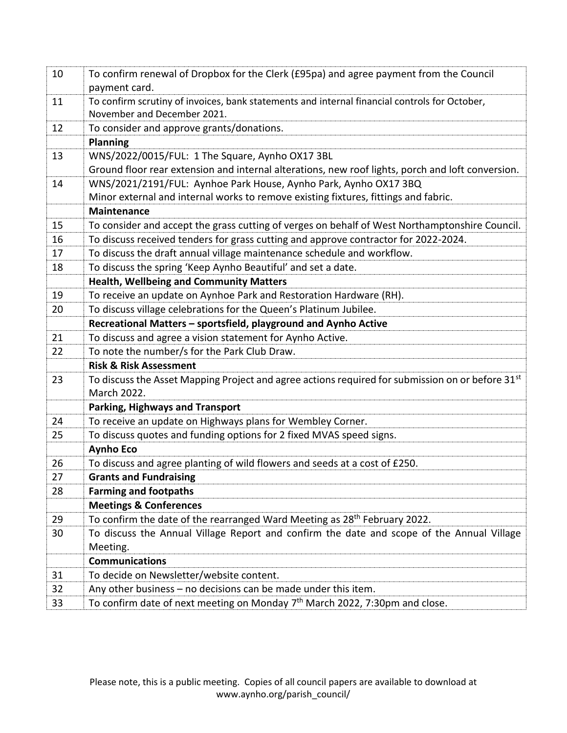| | |
|---|---|
| 10 | To confirm renewal of Dropbox for the Clerk (£95pa) and agree payment from the Council payment card. |
| 11 | To confirm scrutiny of invoices, bank statements and internal financial controls for October, November and December 2021. |
| 12 | To consider and approve grants/donations. |
| | **Planning** |
| 13 | WNS/2022/0015/FUL: 1 The Square, Aynho OX17 3BL<br>Ground floor rear extension and internal alterations, new roof lights, porch and loft conversion. |
| 14 | WNS/2021/2191/FUL: Aynhoe Park House, Aynho Park, Aynho OX17 3BQ<br>Minor external and internal works to remove existing fixtures, fittings and fabric. |
| | **Maintenance** |
| 15 | To consider and accept the grass cutting of verges on behalf of West Northamptonshire Council. |
| 16 | To discuss received tenders for grass cutting and approve contractor for 2022-2024. |
| 17 | To discuss the draft annual village maintenance schedule and workflow. |
| 18 | To discuss the spring 'Keep Aynho Beautiful' and set a date. |
| | **Health, Wellbeing and Community Matters** |
| 19 | To receive an update on Aynhoe Park and Restoration Hardware (RH). |
| 20 | To discuss village celebrations for the Queen's Platinum Jubilee. |
| | **Recreational Matters – sportsfield, playground and Aynho Active** |
| 21 | To discuss and agree a vision statement for Aynho Active. |
| 22 | To note the number/s for the Park Club Draw. |
| | **Risk & Risk Assessment** |
| 23 | To discuss the Asset Mapping Project and agree actions required for submission on or before 31st March 2022. |
| | **Parking, Highways and Transport** |
| 24 | To receive an update on Highways plans for Wembley Corner. |
| 25 | To discuss quotes and funding options for 2 fixed MVAS speed signs. |
| | **Aynho Eco** |
| 26 | To discuss and agree planting of wild flowers and seeds at a cost of £250. |
| 27 | **Grants and Fundraising** |
| 28 | **Farming and footpaths** |
| | **Meetings & Conferences** |
| 29 | To confirm the date of the rearranged Ward Meeting as 28th February 2022. |
| 30 | To discuss the Annual Village Report and confirm the date and scope of the Annual Village Meeting. |
| | **Communications** |
| 31 | To decide on Newsletter/website content. |
| 32 | Any other business – no decisions can be made under this item. |
| 33 | To confirm date of next meeting on Monday 7th March 2022, 7:30pm and close. |

Please note, this is a public meeting. Copies of all council papers are available to download at www.aynho.org/parish_council/